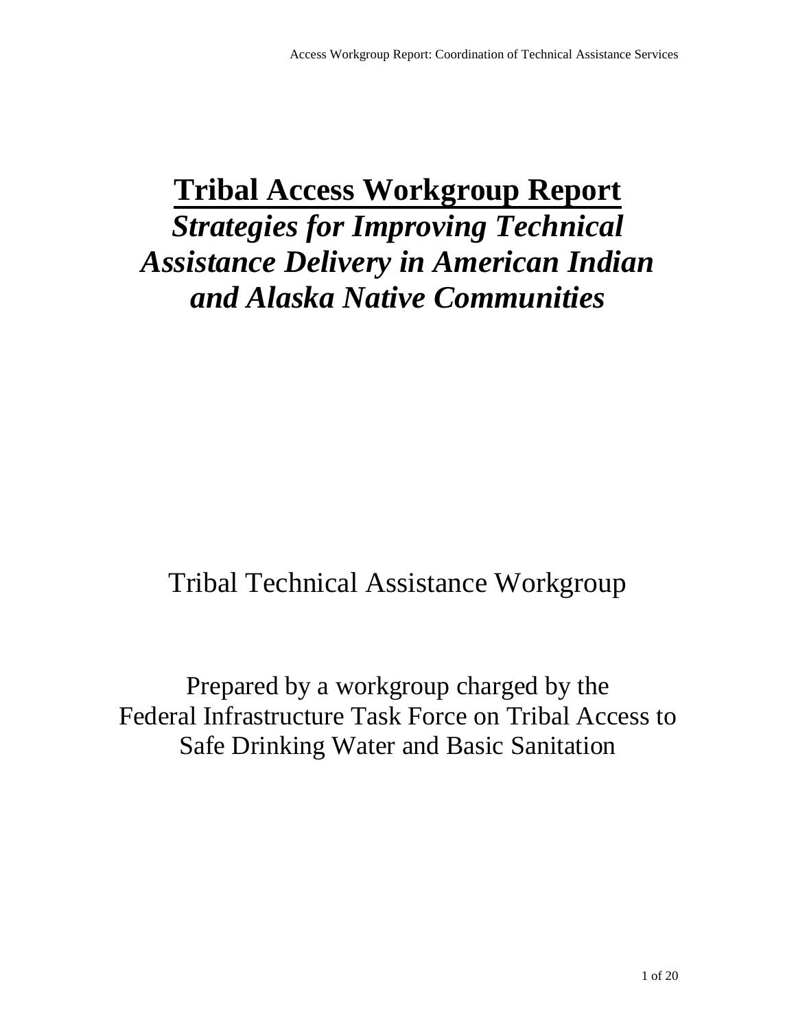# Tribal Access Workgroup Report

***Strategies for Improving Technical Assistance Delivery in American Indian and Alaska Native Communities***

Tribal Technical Assistance Workgroup

Prepared by a workgroup charged by the
Federal Infrastructure Task Force on Tribal Access to
Safe Drinking Water and Basic Sanitation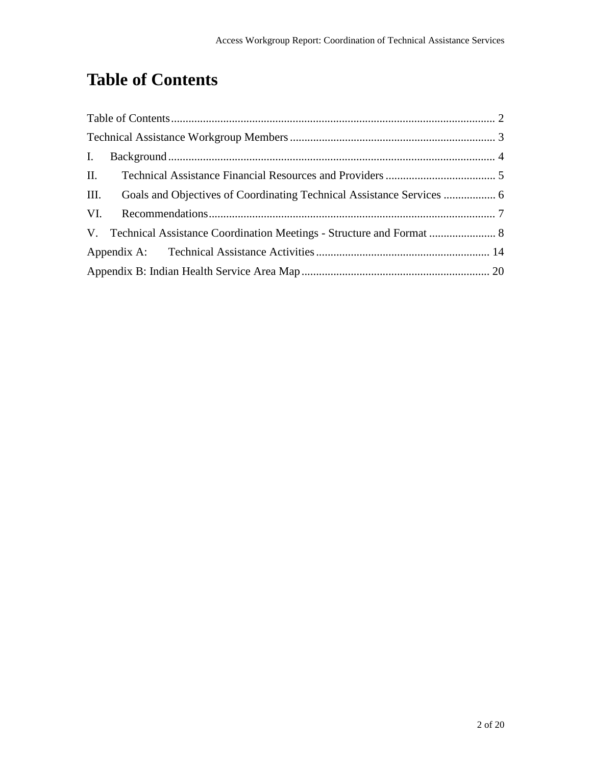# Table of Contents

Table of Contents ..... 2

Technical Assistance Workgroup Members ..... 3

I. Background ..... 4

II. Technical Assistance Financial Resources and Providers ..... 5

III. Goals and Objectives of Coordinating Technical Assistance Services ..... 6

VI. Recommendations ..... 7

V. Technical Assistance Coordination Meetings - Structure and Format ..... 8

Appendix A: Technical Assistance Activities ..... 14

Appendix B: Indian Health Service Area Map ..... 20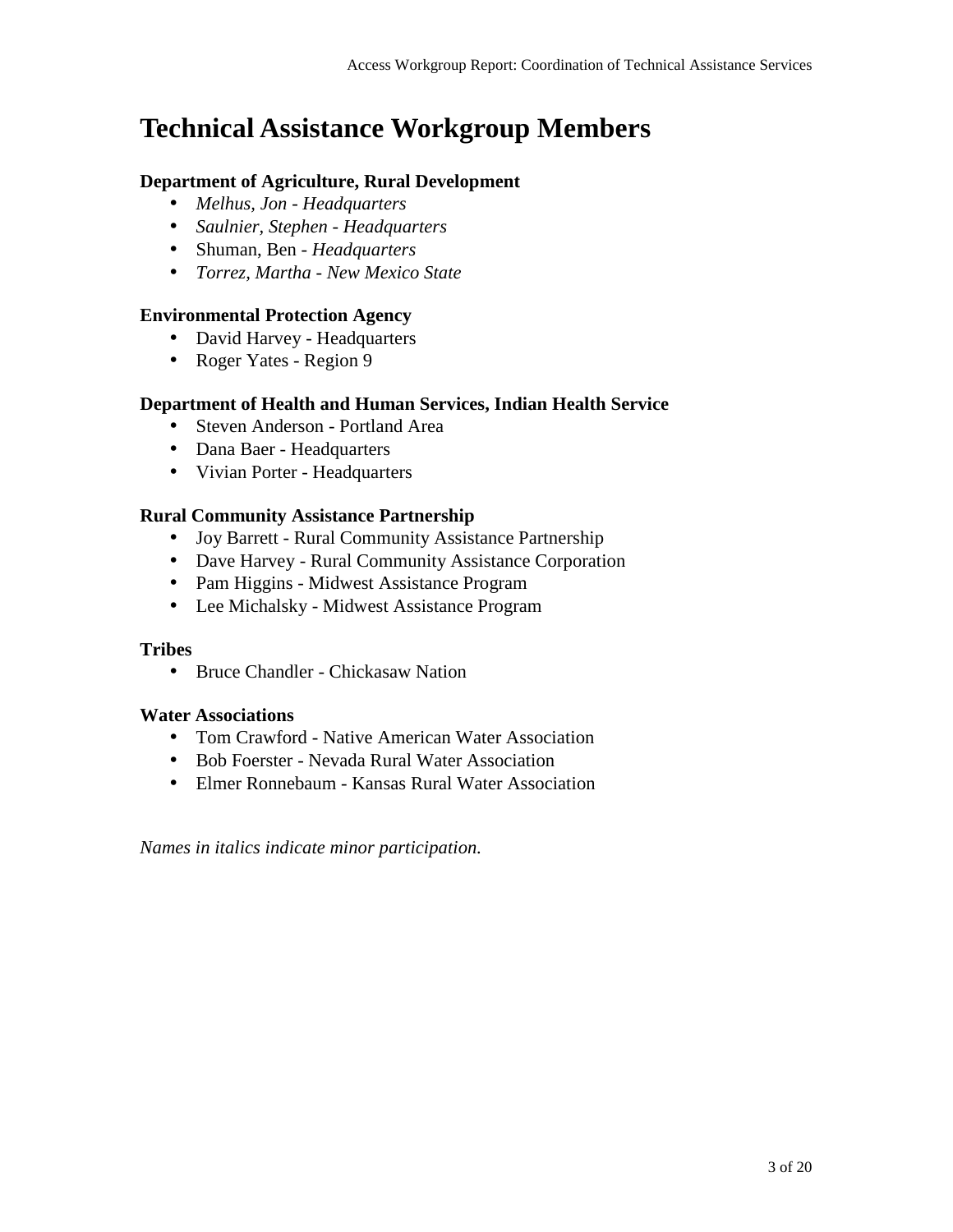# Technical Assistance Workgroup Members

**Department of Agriculture, Rural Development**

- *Melhus, Jon - Headquarters*
- *Saulnier, Stephen - Headquarters*
- Shuman, Ben - *Headquarters*
- *Torrez, Martha - New Mexico State*

**Environmental Protection Agency**

- David Harvey - Headquarters
- Roger Yates - Region 9

**Department of Health and Human Services, Indian Health Service**

- Steven Anderson - Portland Area
- Dana Baer - Headquarters
- Vivian Porter - Headquarters

**Rural Community Assistance Partnership**

- Joy Barrett - Rural Community Assistance Partnership
- Dave Harvey - Rural Community Assistance Corporation
- Pam Higgins - Midwest Assistance Program
- Lee Michalsky - Midwest Assistance Program

**Tribes**

- Bruce Chandler - Chickasaw Nation

**Water Associations**

- Tom Crawford - Native American Water Association
- Bob Foerster - Nevada Rural Water Association
- Elmer Ronnebaum - Kansas Rural Water Association

*Names in italics indicate minor participation.*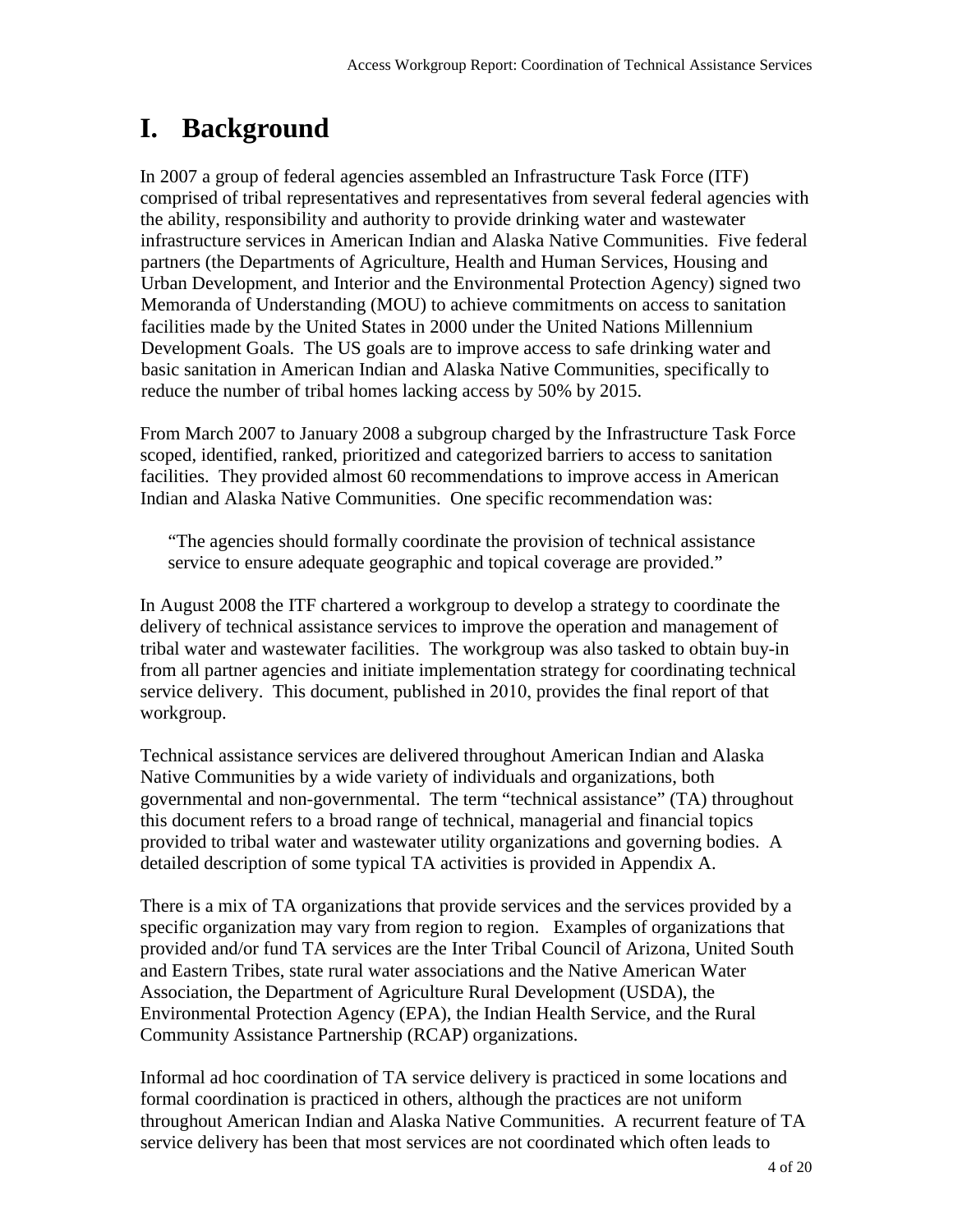# I. Background

In 2007 a group of federal agencies assembled an Infrastructure Task Force (ITF) comprised of tribal representatives and representatives from several federal agencies with the ability, responsibility and authority to provide drinking water and wastewater infrastructure services in American Indian and Alaska Native Communities. Five federal partners (the Departments of Agriculture, Health and Human Services, Housing and Urban Development, and Interior and the Environmental Protection Agency) signed two Memoranda of Understanding (MOU) to achieve commitments on access to sanitation facilities made by the United States in 2000 under the United Nations Millennium Development Goals. The US goals are to improve access to safe drinking water and basic sanitation in American Indian and Alaska Native Communities, specifically to reduce the number of tribal homes lacking access by 50% by 2015.

From March 2007 to January 2008 a subgroup charged by the Infrastructure Task Force scoped, identified, ranked, prioritized and categorized barriers to access to sanitation facilities. They provided almost 60 recommendations to improve access in American Indian and Alaska Native Communities. One specific recommendation was:

> "The agencies should formally coordinate the provision of technical assistance service to ensure adequate geographic and topical coverage are provided."

In August 2008 the ITF chartered a workgroup to develop a strategy to coordinate the delivery of technical assistance services to improve the operation and management of tribal water and wastewater facilities. The workgroup was also tasked to obtain buy-in from all partner agencies and initiate implementation strategy for coordinating technical service delivery. This document, published in 2010, provides the final report of that workgroup.

Technical assistance services are delivered throughout American Indian and Alaska Native Communities by a wide variety of individuals and organizations, both governmental and non-governmental. The term "technical assistance" (TA) throughout this document refers to a broad range of technical, managerial and financial topics provided to tribal water and wastewater utility organizations and governing bodies. A detailed description of some typical TA activities is provided in Appendix A.

There is a mix of TA organizations that provide services and the services provided by a specific organization may vary from region to region. Examples of organizations that provided and/or fund TA services are the Inter Tribal Council of Arizona, United South and Eastern Tribes, state rural water associations and the Native American Water Association, the Department of Agriculture Rural Development (USDA), the Environmental Protection Agency (EPA), the Indian Health Service, and the Rural Community Assistance Partnership (RCAP) organizations.

Informal ad hoc coordination of TA service delivery is practiced in some locations and formal coordination is practiced in others, although the practices are not uniform throughout American Indian and Alaska Native Communities. A recurrent feature of TA service delivery has been that most services are not coordinated which often leads to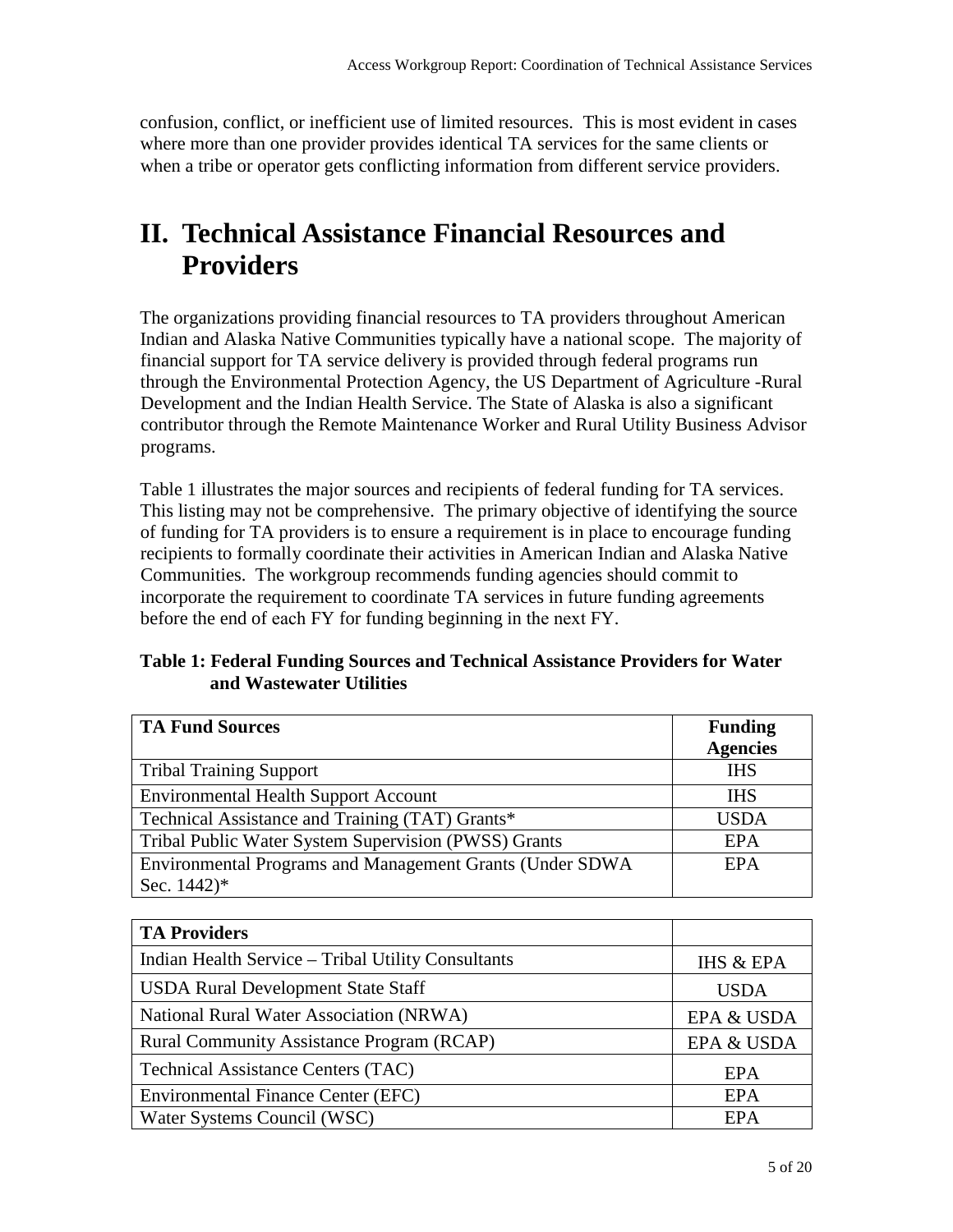confusion, conflict, or inefficient use of limited resources. This is most evident in cases where more than one provider provides identical TA services for the same clients or when a tribe or operator gets conflicting information from different service providers.

# II. Technical Assistance Financial Resources and Providers

The organizations providing financial resources to TA providers throughout American Indian and Alaska Native Communities typically have a national scope. The majority of financial support for TA service delivery is provided through federal programs run through the Environmental Protection Agency, the US Department of Agriculture -Rural Development and the Indian Health Service. The State of Alaska is also a significant contributor through the Remote Maintenance Worker and Rural Utility Business Advisor programs.

Table 1 illustrates the major sources and recipients of federal funding for TA services. This listing may not be comprehensive. The primary objective of identifying the source of funding for TA providers is to ensure a requirement is in place to encourage funding recipients to formally coordinate their activities in American Indian and Alaska Native Communities. The workgroup recommends funding agencies should commit to incorporate the requirement to coordinate TA services in future funding agreements before the end of each FY for funding beginning in the next FY.

**Table 1: Federal Funding Sources and Technical Assistance Providers for Water and Wastewater Utilities**

| TA Fund Sources | Funding Agencies |
|---|---|
| Tribal Training Support | IHS |
| Environmental Health Support Account | IHS |
| Technical Assistance and Training (TAT) Grants* | USDA |
| Tribal Public Water System Supervision (PWSS) Grants | EPA |
| Environmental Programs and Management Grants (Under SDWA Sec. 1442)* | EPA |

| TA Providers | |
|---|---|
| Indian Health Service – Tribal Utility Consultants | IHS & EPA |
| USDA Rural Development State Staff | USDA |
| National Rural Water Association (NRWA) | EPA & USDA |
| Rural Community Assistance Program (RCAP) | EPA & USDA |
| Technical Assistance Centers (TAC) | EPA |
| Environmental Finance Center (EFC) | EPA |
| Water Systems Council (WSC) | EPA |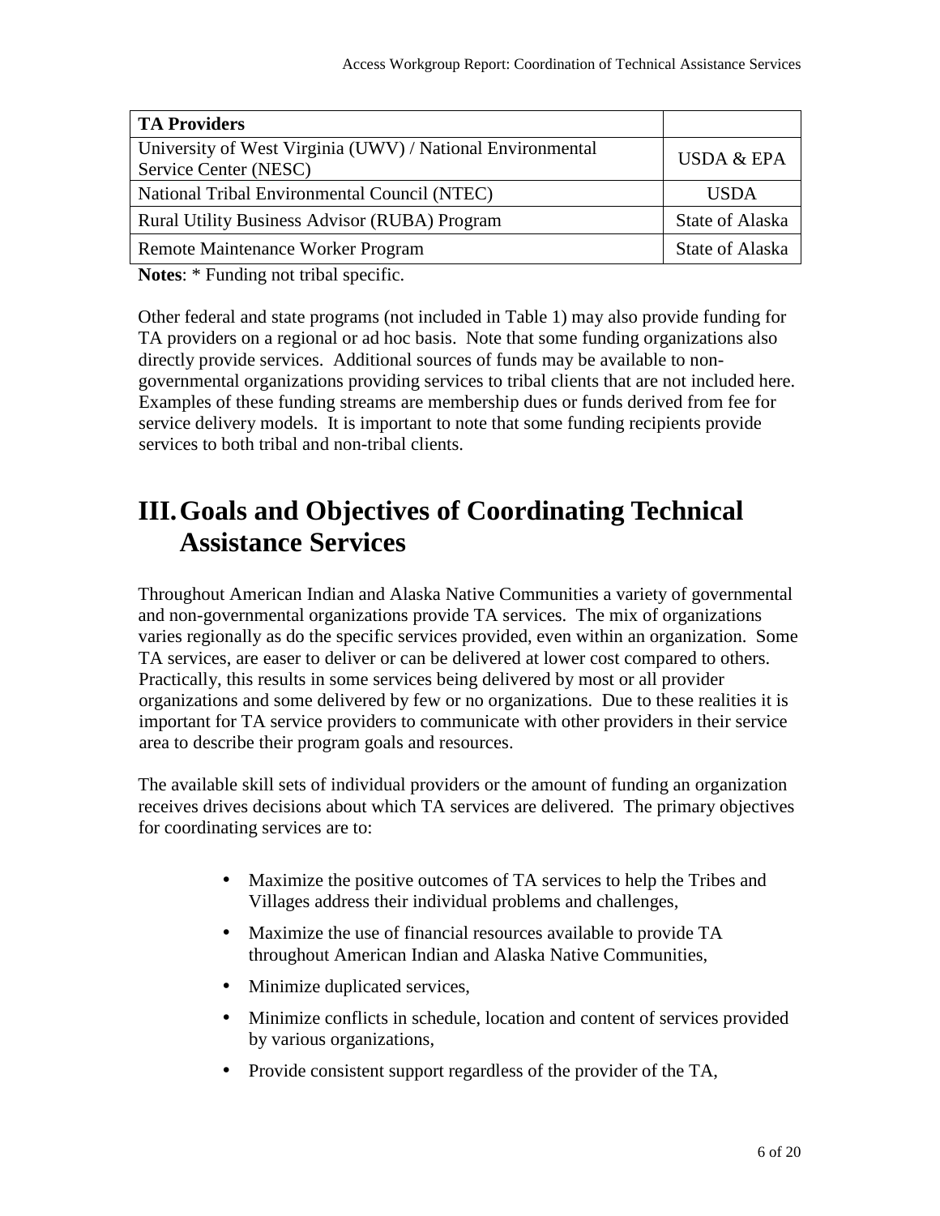| TA Providers | |
| --- | --- |
| University of West Virginia (UWV) / National Environmental Service Center (NESC) | USDA & EPA |
| National Tribal Environmental Council (NTEC) | USDA |
| Rural Utility Business Advisor (RUBA) Program | State of Alaska |
| Remote Maintenance Worker Program | State of Alaska |

**Notes**: * Funding not tribal specific.

Other federal and state programs (not included in Table 1) may also provide funding for TA providers on a regional or ad hoc basis. Note that some funding organizations also directly provide services. Additional sources of funds may be available to non-governmental organizations providing services to tribal clients that are not included here. Examples of these funding streams are membership dues or funds derived from fee for service delivery models. It is important to note that some funding recipients provide services to both tribal and non-tribal clients.

# III. Goals and Objectives of Coordinating Technical Assistance Services

Throughout American Indian and Alaska Native Communities a variety of governmental and non-governmental organizations provide TA services. The mix of organizations varies regionally as do the specific services provided, even within an organization. Some TA services, are easer to deliver or can be delivered at lower cost compared to others. Practically, this results in some services being delivered by most or all provider organizations and some delivered by few or no organizations. Due to these realities it is important for TA service providers to communicate with other providers in their service area to describe their program goals and resources.

The available skill sets of individual providers or the amount of funding an organization receives drives decisions about which TA services are delivered. The primary objectives for coordinating services are to:

- Maximize the positive outcomes of TA services to help the Tribes and Villages address their individual problems and challenges,
- Maximize the use of financial resources available to provide TA throughout American Indian and Alaska Native Communities,
- Minimize duplicated services,
- Minimize conflicts in schedule, location and content of services provided by various organizations,
- Provide consistent support regardless of the provider of the TA,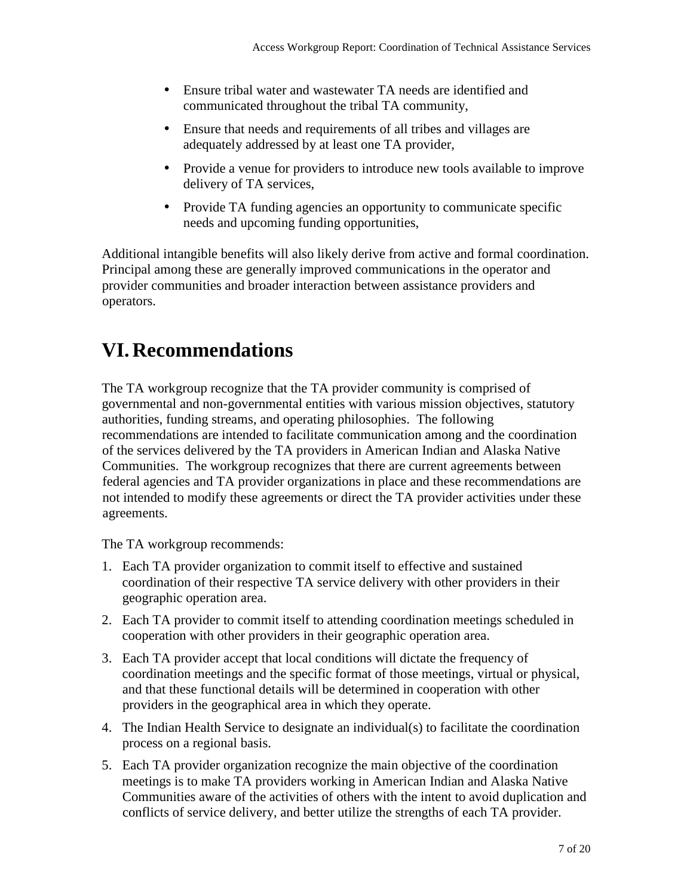- Ensure tribal water and wastewater TA needs are identified and communicated throughout the tribal TA community,
- Ensure that needs and requirements of all tribes and villages are adequately addressed by at least one TA provider,
- Provide a venue for providers to introduce new tools available to improve delivery of TA services,
- Provide TA funding agencies an opportunity to communicate specific needs and upcoming funding opportunities,

Additional intangible benefits will also likely derive from active and formal coordination. Principal among these are generally improved communications in the operator and provider communities and broader interaction between assistance providers and operators.

# VI. Recommendations

The TA workgroup recognize that the TA provider community is comprised of governmental and non-governmental entities with various mission objectives, statutory authorities, funding streams, and operating philosophies. The following recommendations are intended to facilitate communication among and the coordination of the services delivered by the TA providers in American Indian and Alaska Native Communities. The workgroup recognizes that there are current agreements between federal agencies and TA provider organizations in place and these recommendations are not intended to modify these agreements or direct the TA provider activities under these agreements.

The TA workgroup recommends:

1. Each TA provider organization to commit itself to effective and sustained coordination of their respective TA service delivery with other providers in their geographic operation area.
2. Each TA provider to commit itself to attending coordination meetings scheduled in cooperation with other providers in their geographic operation area.
3. Each TA provider accept that local conditions will dictate the frequency of coordination meetings and the specific format of those meetings, virtual or physical, and that these functional details will be determined in cooperation with other providers in the geographical area in which they operate.
4. The Indian Health Service to designate an individual(s) to facilitate the coordination process on a regional basis.
5. Each TA provider organization recognize the main objective of the coordination meetings is to make TA providers working in American Indian and Alaska Native Communities aware of the activities of others with the intent to avoid duplication and conflicts of service delivery, and better utilize the strengths of each TA provider.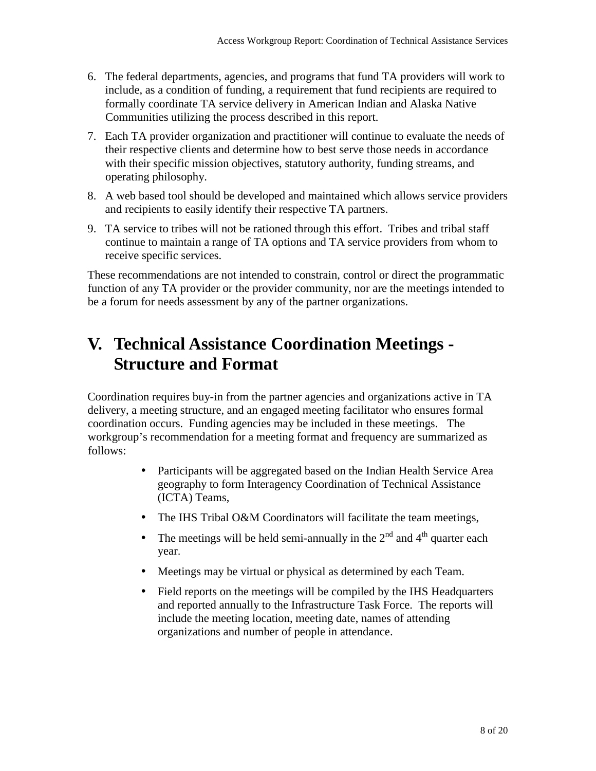6. The federal departments, agencies, and programs that fund TA providers will work to include, as a condition of funding, a requirement that fund recipients are required to formally coordinate TA service delivery in American Indian and Alaska Native Communities utilizing the process described in this report.
7. Each TA provider organization and practitioner will continue to evaluate the needs of their respective clients and determine how to best serve those needs in accordance with their specific mission objectives, statutory authority, funding streams, and operating philosophy.
8. A web based tool should be developed and maintained which allows service providers and recipients to easily identify their respective TA partners.
9. TA service to tribes will not be rationed through this effort. Tribes and tribal staff continue to maintain a range of TA options and TA service providers from whom to receive specific services.

These recommendations are not intended to constrain, control or direct the programmatic function of any TA provider or the provider community, nor are the meetings intended to be a forum for needs assessment by any of the partner organizations.

# V. Technical Assistance Coordination Meetings - Structure and Format

Coordination requires buy-in from the partner agencies and organizations active in TA delivery, a meeting structure, and an engaged meeting facilitator who ensures formal coordination occurs. Funding agencies may be included in these meetings. The workgroup's recommendation for a meeting format and frequency are summarized as follows:

- Participants will be aggregated based on the Indian Health Service Area geography to form Interagency Coordination of Technical Assistance (ICTA) Teams,
- The IHS Tribal O&M Coordinators will facilitate the team meetings,
- The meetings will be held semi-annually in the 2nd and 4th quarter each year.
- Meetings may be virtual or physical as determined by each Team.
- Field reports on the meetings will be compiled by the IHS Headquarters and reported annually to the Infrastructure Task Force. The reports will include the meeting location, meeting date, names of attending organizations and number of people in attendance.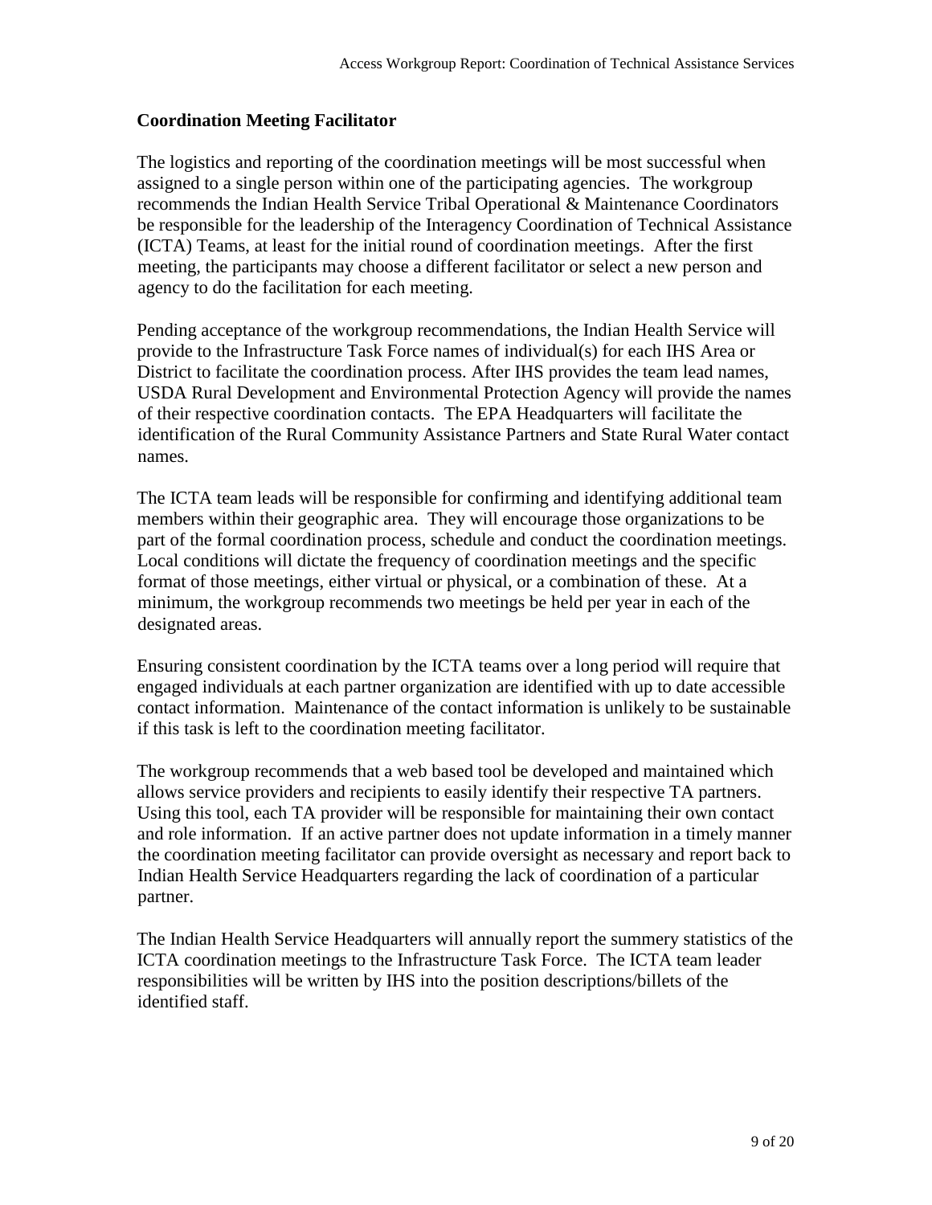## Coordination Meeting Facilitator

The logistics and reporting of the coordination meetings will be most successful when assigned to a single person within one of the participating agencies. The workgroup recommends the Indian Health Service Tribal Operational & Maintenance Coordinators be responsible for the leadership of the Interagency Coordination of Technical Assistance (ICTA) Teams, at least for the initial round of coordination meetings. After the first meeting, the participants may choose a different facilitator or select a new person and agency to do the facilitation for each meeting.

Pending acceptance of the workgroup recommendations, the Indian Health Service will provide to the Infrastructure Task Force names of individual(s) for each IHS Area or District to facilitate the coordination process. After IHS provides the team lead names, USDA Rural Development and Environmental Protection Agency will provide the names of their respective coordination contacts. The EPA Headquarters will facilitate the identification of the Rural Community Assistance Partners and State Rural Water contact names.

The ICTA team leads will be responsible for confirming and identifying additional team members within their geographic area. They will encourage those organizations to be part of the formal coordination process, schedule and conduct the coordination meetings. Local conditions will dictate the frequency of coordination meetings and the specific format of those meetings, either virtual or physical, or a combination of these. At a minimum, the workgroup recommends two meetings be held per year in each of the designated areas.

Ensuring consistent coordination by the ICTA teams over a long period will require that engaged individuals at each partner organization are identified with up to date accessible contact information. Maintenance of the contact information is unlikely to be sustainable if this task is left to the coordination meeting facilitator.

The workgroup recommends that a web based tool be developed and maintained which allows service providers and recipients to easily identify their respective TA partners. Using this tool, each TA provider will be responsible for maintaining their own contact and role information. If an active partner does not update information in a timely manner the coordination meeting facilitator can provide oversight as necessary and report back to Indian Health Service Headquarters regarding the lack of coordination of a particular partner.

The Indian Health Service Headquarters will annually report the summery statistics of the ICTA coordination meetings to the Infrastructure Task Force. The ICTA team leader responsibilities will be written by IHS into the position descriptions/billets of the identified staff.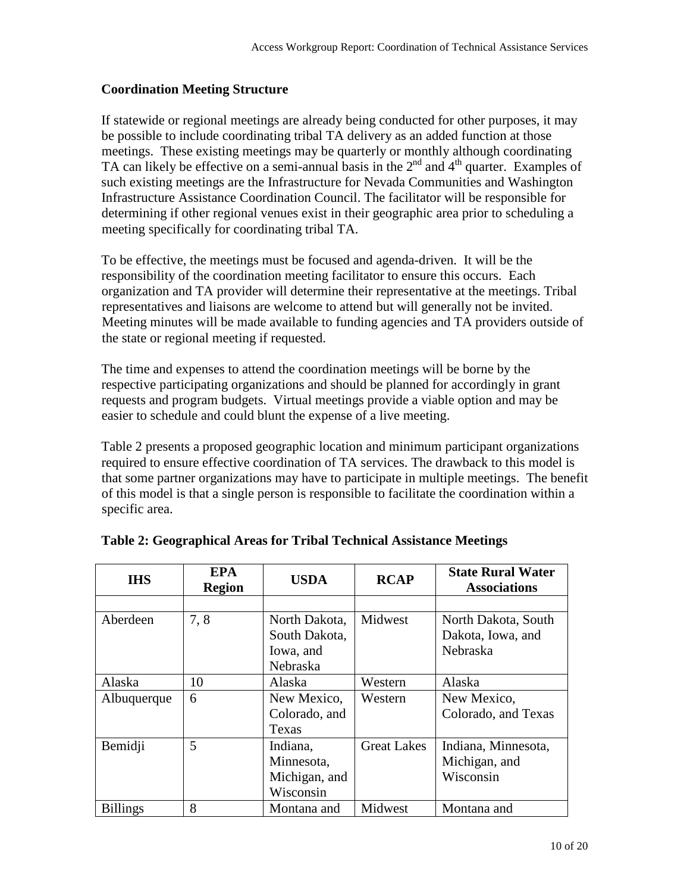### Coordination Meeting Structure

If statewide or regional meetings are already being conducted for other purposes, it may be possible to include coordinating tribal TA delivery as an added function at those meetings. These existing meetings may be quarterly or monthly although coordinating TA can likely be effective on a semi-annual basis in the 2nd and 4th quarter. Examples of such existing meetings are the Infrastructure for Nevada Communities and Washington Infrastructure Assistance Coordination Council. The facilitator will be responsible for determining if other regional venues exist in their geographic area prior to scheduling a meeting specifically for coordinating tribal TA.

To be effective, the meetings must be focused and agenda-driven. It will be the responsibility of the coordination meeting facilitator to ensure this occurs. Each organization and TA provider will determine their representative at the meetings. Tribal representatives and liaisons are welcome to attend but will generally not be invited. Meeting minutes will be made available to funding agencies and TA providers outside of the state or regional meeting if requested.

The time and expenses to attend the coordination meetings will be borne by the respective participating organizations and should be planned for accordingly in grant requests and program budgets. Virtual meetings provide a viable option and may be easier to schedule and could blunt the expense of a live meeting.

Table 2 presents a proposed geographic location and minimum participant organizations required to ensure effective coordination of TA services. The drawback to this model is that some partner organizations may have to participate in multiple meetings. The benefit of this model is that a single person is responsible to facilitate the coordination within a specific area.

**Table 2: Geographical Areas for Tribal Technical Assistance Meetings**

| IHS | EPA Region | USDA | RCAP | State Rural Water Associations |
|---|---|---|---|---|
| | | | | |
| Aberdeen | 7, 8 | North Dakota, South Dakota, Iowa, and Nebraska | Midwest | North Dakota, South Dakota, Iowa, and Nebraska |
| Alaska | 10 | Alaska | Western | Alaska |
| Albuquerque | 6 | New Mexico, Colorado, and Texas | Western | New Mexico, Colorado, and Texas |
| Bemidji | 5 | Indiana, Minnesota, Michigan, and Wisconsin | Great Lakes | Indiana, Minnesota, Michigan, and Wisconsin |
| Billings | 8 | Montana and | Midwest | Montana and |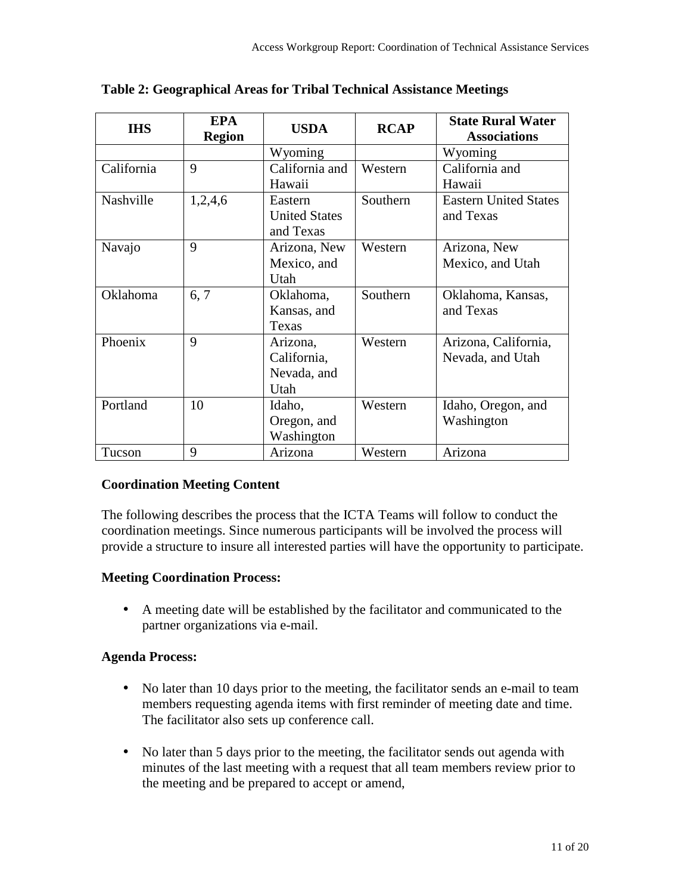**Table 2: Geographical Areas for Tribal Technical Assistance Meetings**

| IHS | EPA Region | USDA | RCAP | State Rural Water Associations |
|---|---|---|---|---|
| | | Wyoming | | Wyoming |
| California | 9 | California and Hawaii | Western | California and Hawaii |
| Nashville | 1,2,4,6 | Eastern United States and Texas | Southern | Eastern United States and Texas |
| Navajo | 9 | Arizona, New Mexico, and Utah | Western | Arizona, New Mexico, and Utah |
| Oklahoma | 6, 7 | Oklahoma, Kansas, and Texas | Southern | Oklahoma, Kansas, and Texas |
| Phoenix | 9 | Arizona, California, Nevada, and Utah | Western | Arizona, California, Nevada, and Utah |
| Portland | 10 | Idaho, Oregon, and Washington | Western | Idaho, Oregon, and Washington |
| Tucson | 9 | Arizona | Western | Arizona |

**Coordination Meeting Content**

The following describes the process that the ICTA Teams will follow to conduct the coordination meetings. Since numerous participants will be involved the process will provide a structure to insure all interested parties will have the opportunity to participate.

**Meeting Coordination Process:**

- A meeting date will be established by the facilitator and communicated to the partner organizations via e-mail.

**Agenda Process:**

- No later than 10 days prior to the meeting, the facilitator sends an e-mail to team members requesting agenda items with first reminder of meeting date and time. The facilitator also sets up conference call.

- No later than 5 days prior to the meeting, the facilitator sends out agenda with minutes of the last meeting with a request that all team members review prior to the meeting and be prepared to accept or amend,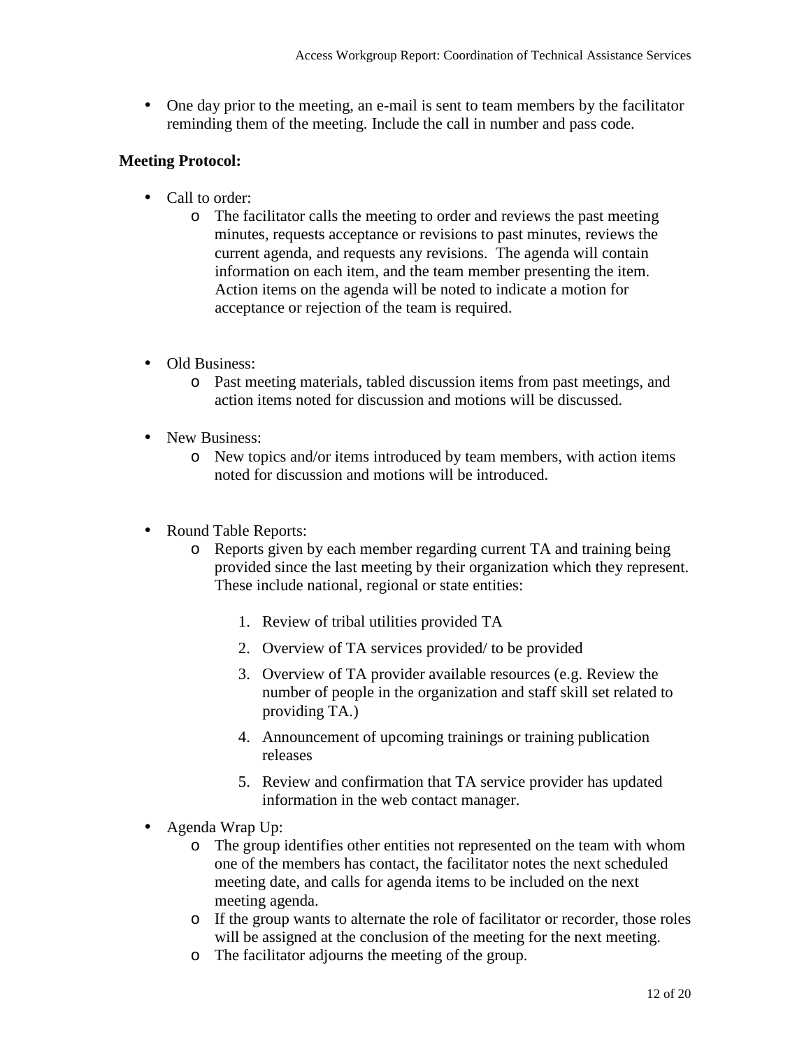- One day prior to the meeting, an e-mail is sent to team members by the facilitator reminding them of the meeting. Include the call in number and pass code.

**Meeting Protocol:**

- Call to order:
  - The facilitator calls the meeting to order and reviews the past meeting minutes, requests acceptance or revisions to past minutes, reviews the current agenda, and requests any revisions. The agenda will contain information on each item, and the team member presenting the item. Action items on the agenda will be noted to indicate a motion for acceptance or rejection of the team is required.

- Old Business:
  - Past meeting materials, tabled discussion items from past meetings, and action items noted for discussion and motions will be discussed.

- New Business:
  - New topics and/or items introduced by team members, with action items noted for discussion and motions will be introduced.

- Round Table Reports:
  - Reports given by each member regarding current TA and training being provided since the last meeting by their organization which they represent. These include national, regional or state entities:

    1. Review of tribal utilities provided TA
    2. Overview of TA services provided/ to be provided
    3. Overview of TA provider available resources (e.g. Review the number of people in the organization and staff skill set related to providing TA.)
    4. Announcement of upcoming trainings or training publication releases
    5. Review and confirmation that TA service provider has updated information in the web contact manager.

- Agenda Wrap Up:
  - The group identifies other entities not represented on the team with whom one of the members has contact, the facilitator notes the next scheduled meeting date, and calls for agenda items to be included on the next meeting agenda.
  - If the group wants to alternate the role of facilitator or recorder, those roles will be assigned at the conclusion of the meeting for the next meeting.
  - The facilitator adjourns the meeting of the group.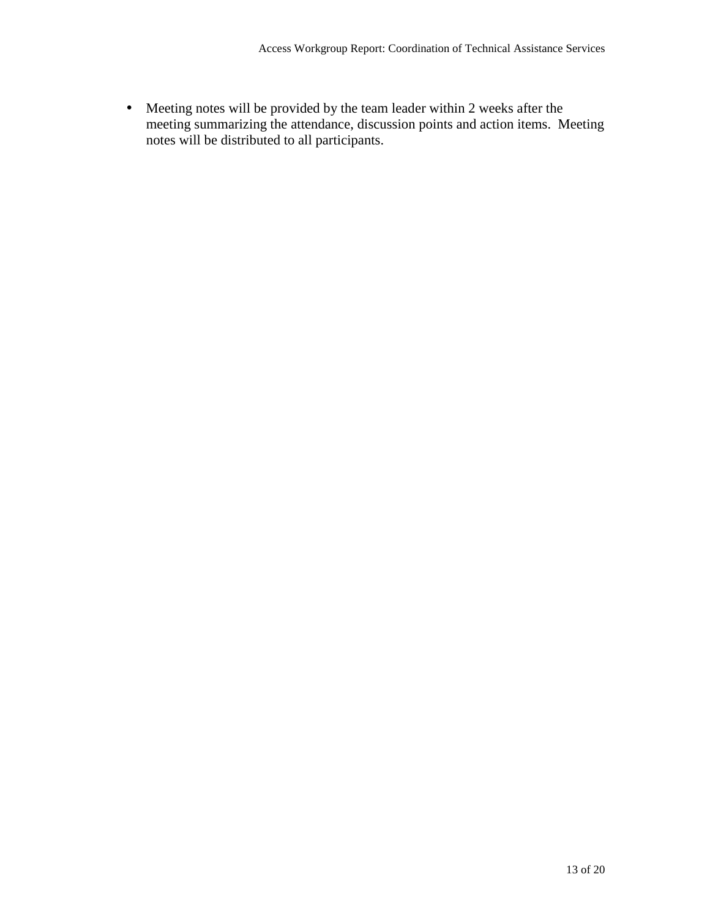- Meeting notes will be provided by the team leader within 2 weeks after the meeting summarizing the attendance, discussion points and action items.  Meeting notes will be distributed to all participants.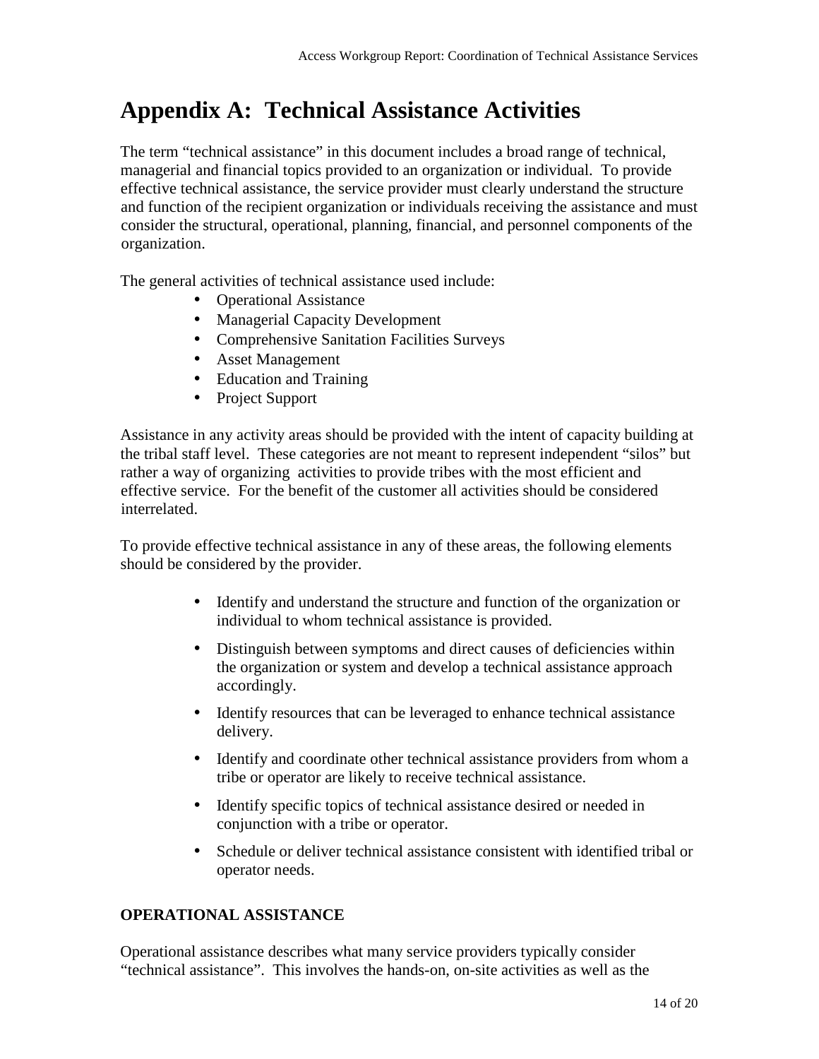# Appendix A: Technical Assistance Activities

The term "technical assistance" in this document includes a broad range of technical, managerial and financial topics provided to an organization or individual. To provide effective technical assistance, the service provider must clearly understand the structure and function of the recipient organization or individuals receiving the assistance and must consider the structural, operational, planning, financial, and personnel components of the organization.

The general activities of technical assistance used include:

- Operational Assistance
- Managerial Capacity Development
- Comprehensive Sanitation Facilities Surveys
- Asset Management
- Education and Training
- Project Support

Assistance in any activity areas should be provided with the intent of capacity building at the tribal staff level. These categories are not meant to represent independent "silos" but rather a way of organizing activities to provide tribes with the most efficient and effective service. For the benefit of the customer all activities should be considered interrelated.

To provide effective technical assistance in any of these areas, the following elements should be considered by the provider.

- Identify and understand the structure and function of the organization or individual to whom technical assistance is provided.
- Distinguish between symptoms and direct causes of deficiencies within the organization or system and develop a technical assistance approach accordingly.
- Identify resources that can be leveraged to enhance technical assistance delivery.
- Identify and coordinate other technical assistance providers from whom a tribe or operator are likely to receive technical assistance.
- Identify specific topics of technical assistance desired or needed in conjunction with a tribe or operator.
- Schedule or deliver technical assistance consistent with identified tribal or operator needs.

**OPERATIONAL ASSISTANCE**

Operational assistance describes what many service providers typically consider "technical assistance". This involves the hands-on, on-site activities as well as the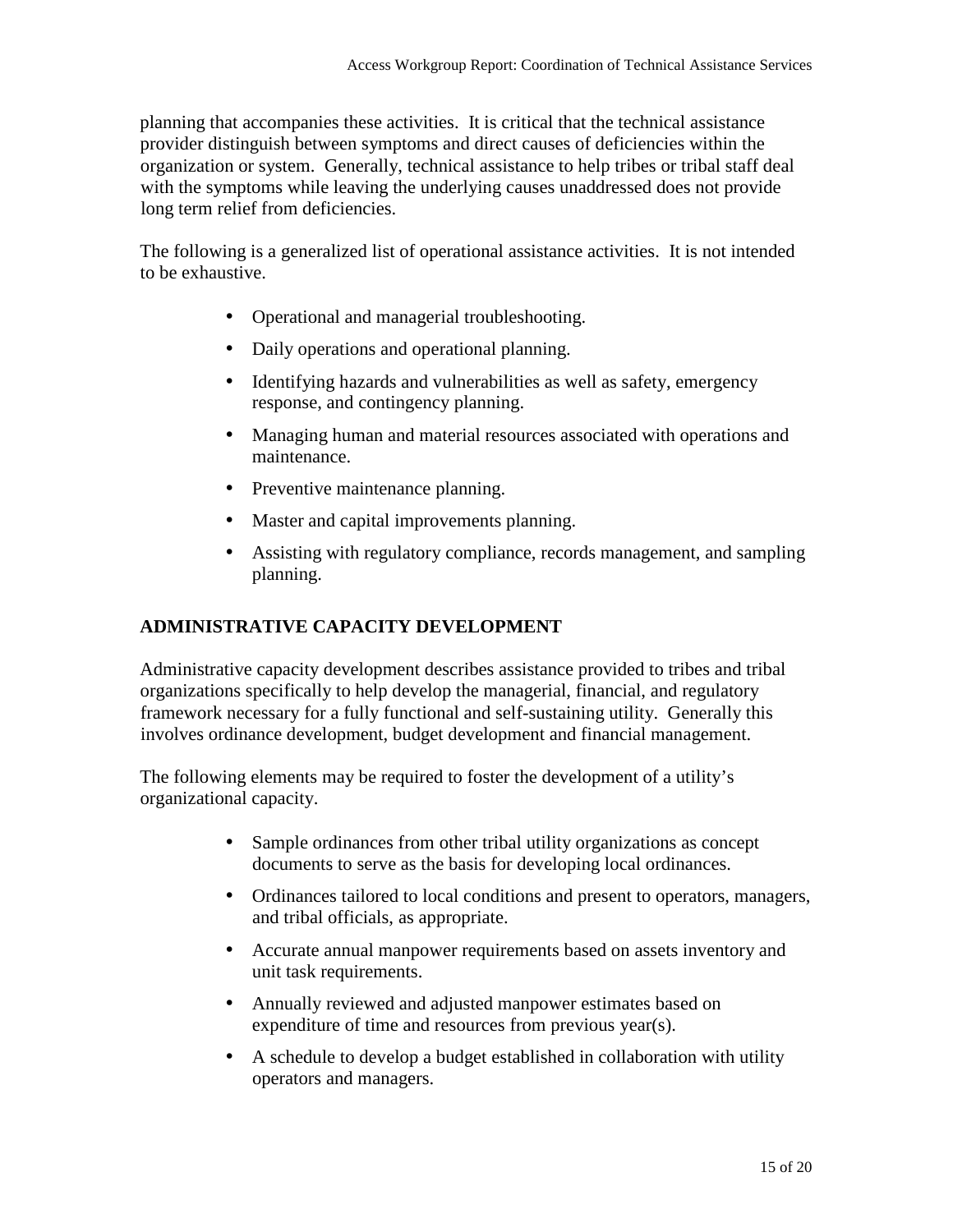planning that accompanies these activities. It is critical that the technical assistance provider distinguish between symptoms and direct causes of deficiencies within the organization or system. Generally, technical assistance to help tribes or tribal staff deal with the symptoms while leaving the underlying causes unaddressed does not provide long term relief from deficiencies.

The following is a generalized list of operational assistance activities. It is not intended to be exhaustive.

- Operational and managerial troubleshooting.
- Daily operations and operational planning.
- Identifying hazards and vulnerabilities as well as safety, emergency response, and contingency planning.
- Managing human and material resources associated with operations and maintenance.
- Preventive maintenance planning.
- Master and capital improvements planning.
- Assisting with regulatory compliance, records management, and sampling planning.

## ADMINISTRATIVE CAPACITY DEVELOPMENT

Administrative capacity development describes assistance provided to tribes and tribal organizations specifically to help develop the managerial, financial, and regulatory framework necessary for a fully functional and self-sustaining utility. Generally this involves ordinance development, budget development and financial management.

The following elements may be required to foster the development of a utility's organizational capacity.

- Sample ordinances from other tribal utility organizations as concept documents to serve as the basis for developing local ordinances.
- Ordinances tailored to local conditions and present to operators, managers, and tribal officials, as appropriate.
- Accurate annual manpower requirements based on assets inventory and unit task requirements.
- Annually reviewed and adjusted manpower estimates based on expenditure of time and resources from previous year(s).
- A schedule to develop a budget established in collaboration with utility operators and managers.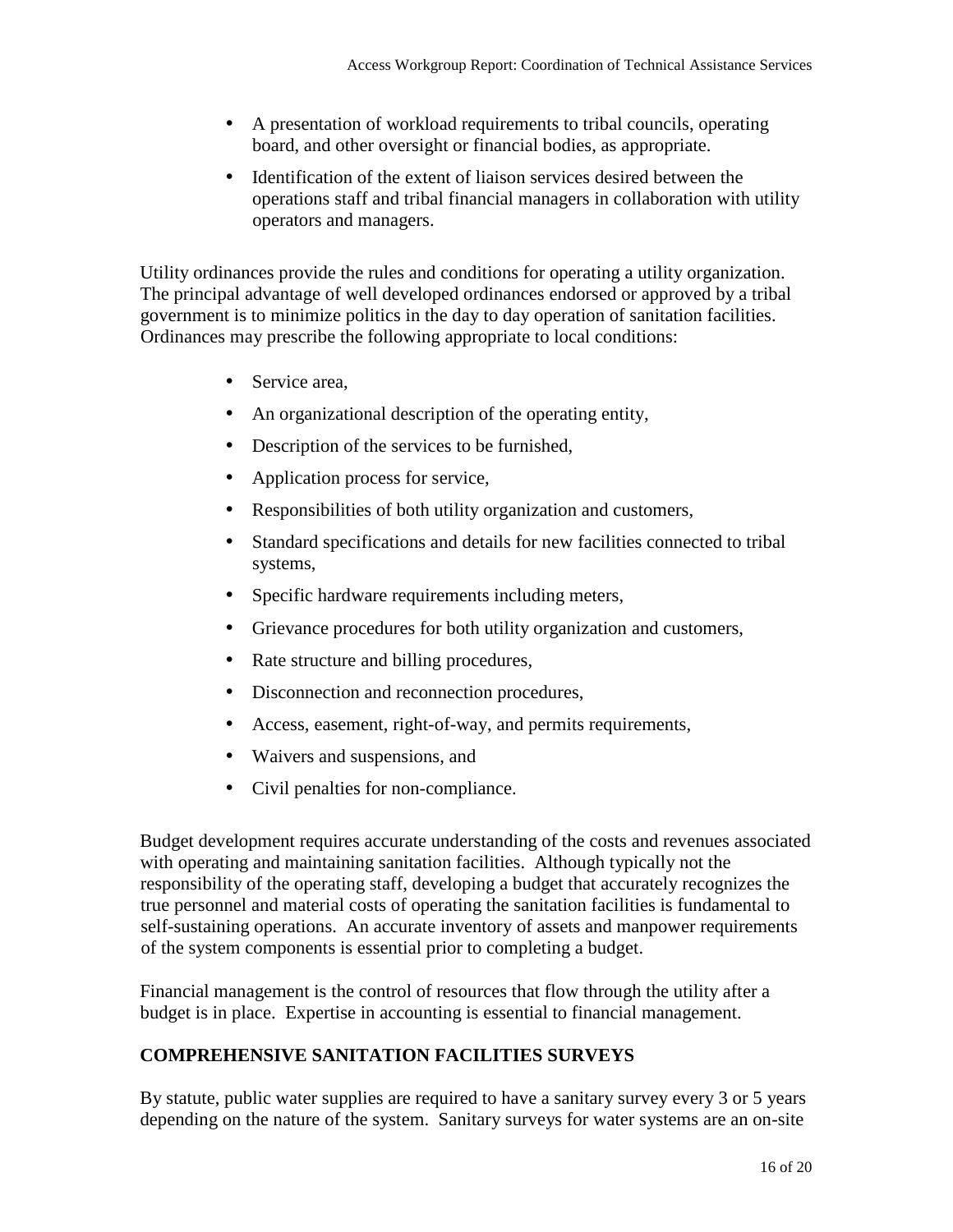- A presentation of workload requirements to tribal councils, operating board, and other oversight or financial bodies, as appropriate.
- Identification of the extent of liaison services desired between the operations staff and tribal financial managers in collaboration with utility operators and managers.

Utility ordinances provide the rules and conditions for operating a utility organization. The principal advantage of well developed ordinances endorsed or approved by a tribal government is to minimize politics in the day to day operation of sanitation facilities. Ordinances may prescribe the following appropriate to local conditions:

- Service area,
- An organizational description of the operating entity,
- Description of the services to be furnished,
- Application process for service,
- Responsibilities of both utility organization and customers,
- Standard specifications and details for new facilities connected to tribal systems,
- Specific hardware requirements including meters,
- Grievance procedures for both utility organization and customers,
- Rate structure and billing procedures,
- Disconnection and reconnection procedures,
- Access, easement, right-of-way, and permits requirements,
- Waivers and suspensions, and
- Civil penalties for non-compliance.

Budget development requires accurate understanding of the costs and revenues associated with operating and maintaining sanitation facilities. Although typically not the responsibility of the operating staff, developing a budget that accurately recognizes the true personnel and material costs of operating the sanitation facilities is fundamental to self-sustaining operations. An accurate inventory of assets and manpower requirements of the system components is essential prior to completing a budget.

Financial management is the control of resources that flow through the utility after a budget is in place. Expertise in accounting is essential to financial management.

## COMPREHENSIVE SANITATION FACILITIES SURVEYS

By statute, public water supplies are required to have a sanitary survey every 3 or 5 years depending on the nature of the system. Sanitary surveys for water systems are an on-site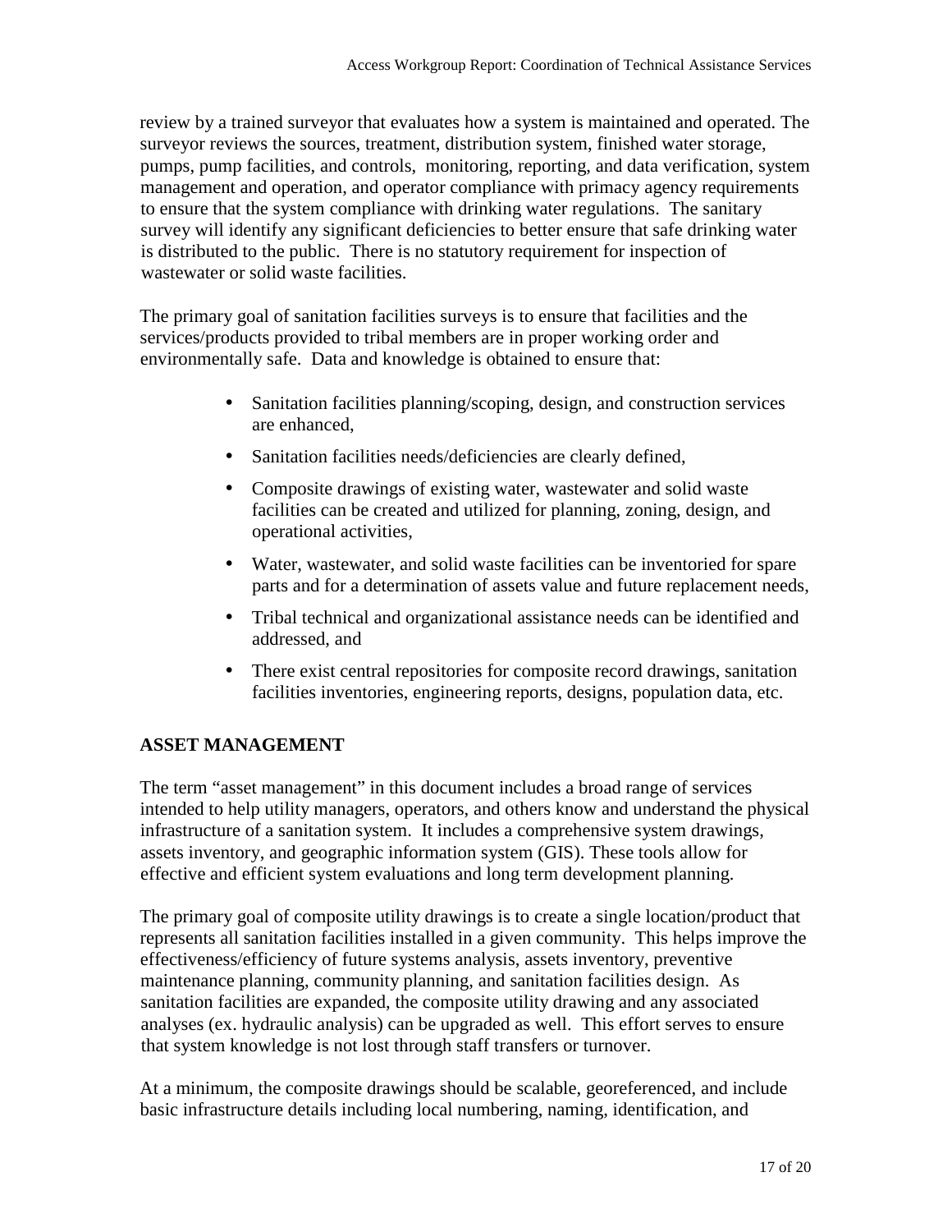review by a trained surveyor that evaluates how a system is maintained and operated. The surveyor reviews the sources, treatment, distribution system, finished water storage, pumps, pump facilities, and controls, monitoring, reporting, and data verification, system management and operation, and operator compliance with primacy agency requirements to ensure that the system compliance with drinking water regulations. The sanitary survey will identify any significant deficiencies to better ensure that safe drinking water is distributed to the public. There is no statutory requirement for inspection of wastewater or solid waste facilities.

The primary goal of sanitation facilities surveys is to ensure that facilities and the services/products provided to tribal members are in proper working order and environmentally safe. Data and knowledge is obtained to ensure that:

- Sanitation facilities planning/scoping, design, and construction services are enhanced,
- Sanitation facilities needs/deficiencies are clearly defined,
- Composite drawings of existing water, wastewater and solid waste facilities can be created and utilized for planning, zoning, design, and operational activities,
- Water, wastewater, and solid waste facilities can be inventoried for spare parts and for a determination of assets value and future replacement needs,
- Tribal technical and organizational assistance needs can be identified and addressed, and
- There exist central repositories for composite record drawings, sanitation facilities inventories, engineering reports, designs, population data, etc.

## ASSET MANAGEMENT

The term "asset management" in this document includes a broad range of services intended to help utility managers, operators, and others know and understand the physical infrastructure of a sanitation system. It includes a comprehensive system drawings, assets inventory, and geographic information system (GIS). These tools allow for effective and efficient system evaluations and long term development planning.

The primary goal of composite utility drawings is to create a single location/product that represents all sanitation facilities installed in a given community. This helps improve the effectiveness/efficiency of future systems analysis, assets inventory, preventive maintenance planning, community planning, and sanitation facilities design. As sanitation facilities are expanded, the composite utility drawing and any associated analyses (ex. hydraulic analysis) can be upgraded as well. This effort serves to ensure that system knowledge is not lost through staff transfers or turnover.

At a minimum, the composite drawings should be scalable, georeferenced, and include basic infrastructure details including local numbering, naming, identification, and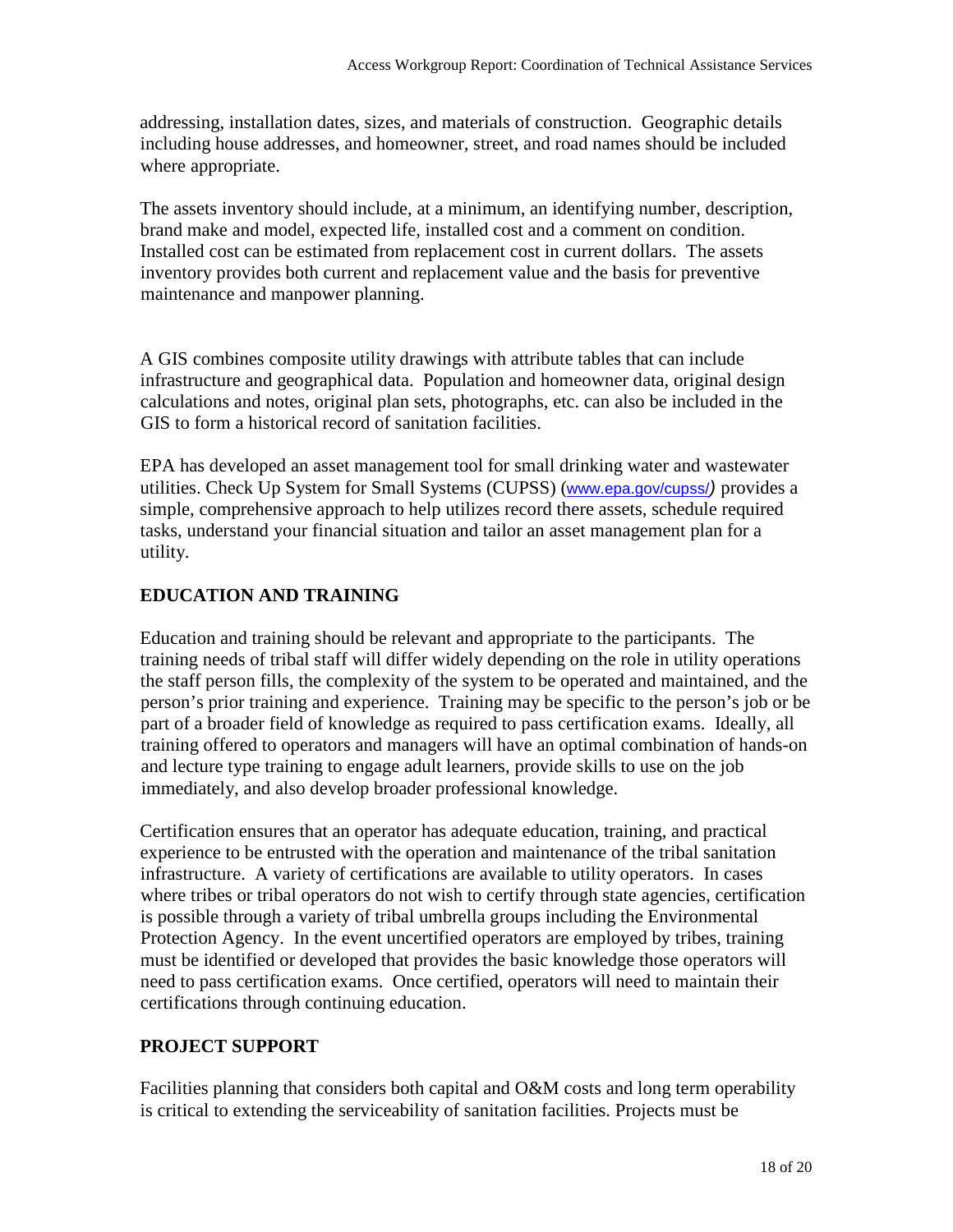addressing, installation dates, sizes, and materials of construction. Geographic details including house addresses, and homeowner, street, and road names should be included where appropriate.

The assets inventory should include, at a minimum, an identifying number, description, brand make and model, expected life, installed cost and a comment on condition. Installed cost can be estimated from replacement cost in current dollars. The assets inventory provides both current and replacement value and the basis for preventive maintenance and manpower planning.

A GIS combines composite utility drawings with attribute tables that can include infrastructure and geographical data. Population and homeowner data, original design calculations and notes, original plan sets, photographs, etc. can also be included in the GIS to form a historical record of sanitation facilities.

EPA has developed an asset management tool for small drinking water and wastewater utilities. Check Up System for Small Systems (CUPSS) (www.epa.gov/cupss/) provides a simple, comprehensive approach to help utilizes record there assets, schedule required tasks, understand your financial situation and tailor an asset management plan for a utility.

## EDUCATION AND TRAINING

Education and training should be relevant and appropriate to the participants. The training needs of tribal staff will differ widely depending on the role in utility operations the staff person fills, the complexity of the system to be operated and maintained, and the person's prior training and experience. Training may be specific to the person's job or be part of a broader field of knowledge as required to pass certification exams. Ideally, all training offered to operators and managers will have an optimal combination of hands-on and lecture type training to engage adult learners, provide skills to use on the job immediately, and also develop broader professional knowledge.

Certification ensures that an operator has adequate education, training, and practical experience to be entrusted with the operation and maintenance of the tribal sanitation infrastructure. A variety of certifications are available to utility operators. In cases where tribes or tribal operators do not wish to certify through state agencies, certification is possible through a variety of tribal umbrella groups including the Environmental Protection Agency. In the event uncertified operators are employed by tribes, training must be identified or developed that provides the basic knowledge those operators will need to pass certification exams. Once certified, operators will need to maintain their certifications through continuing education.

## PROJECT SUPPORT

Facilities planning that considers both capital and O&M costs and long term operability is critical to extending the serviceability of sanitation facilities. Projects must be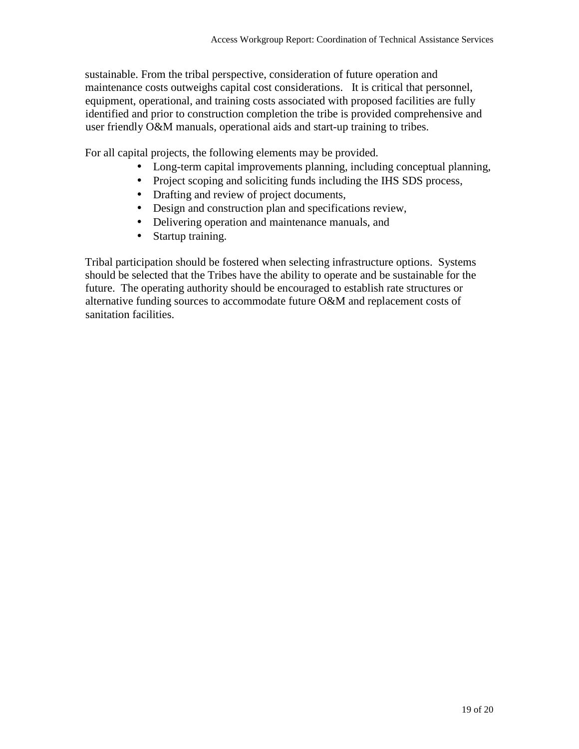sustainable. From the tribal perspective, consideration of future operation and maintenance costs outweighs capital cost considerations. It is critical that personnel, equipment, operational, and training costs associated with proposed facilities are fully identified and prior to construction completion the tribe is provided comprehensive and user friendly O&M manuals, operational aids and start-up training to tribes.

For all capital projects, the following elements may be provided.

- Long-term capital improvements planning, including conceptual planning,
- Project scoping and soliciting funds including the IHS SDS process,
- Drafting and review of project documents,
- Design and construction plan and specifications review,
- Delivering operation and maintenance manuals, and
- Startup training.

Tribal participation should be fostered when selecting infrastructure options. Systems should be selected that the Tribes have the ability to operate and be sustainable for the future. The operating authority should be encouraged to establish rate structures or alternative funding sources to accommodate future O&M and replacement costs of sanitation facilities.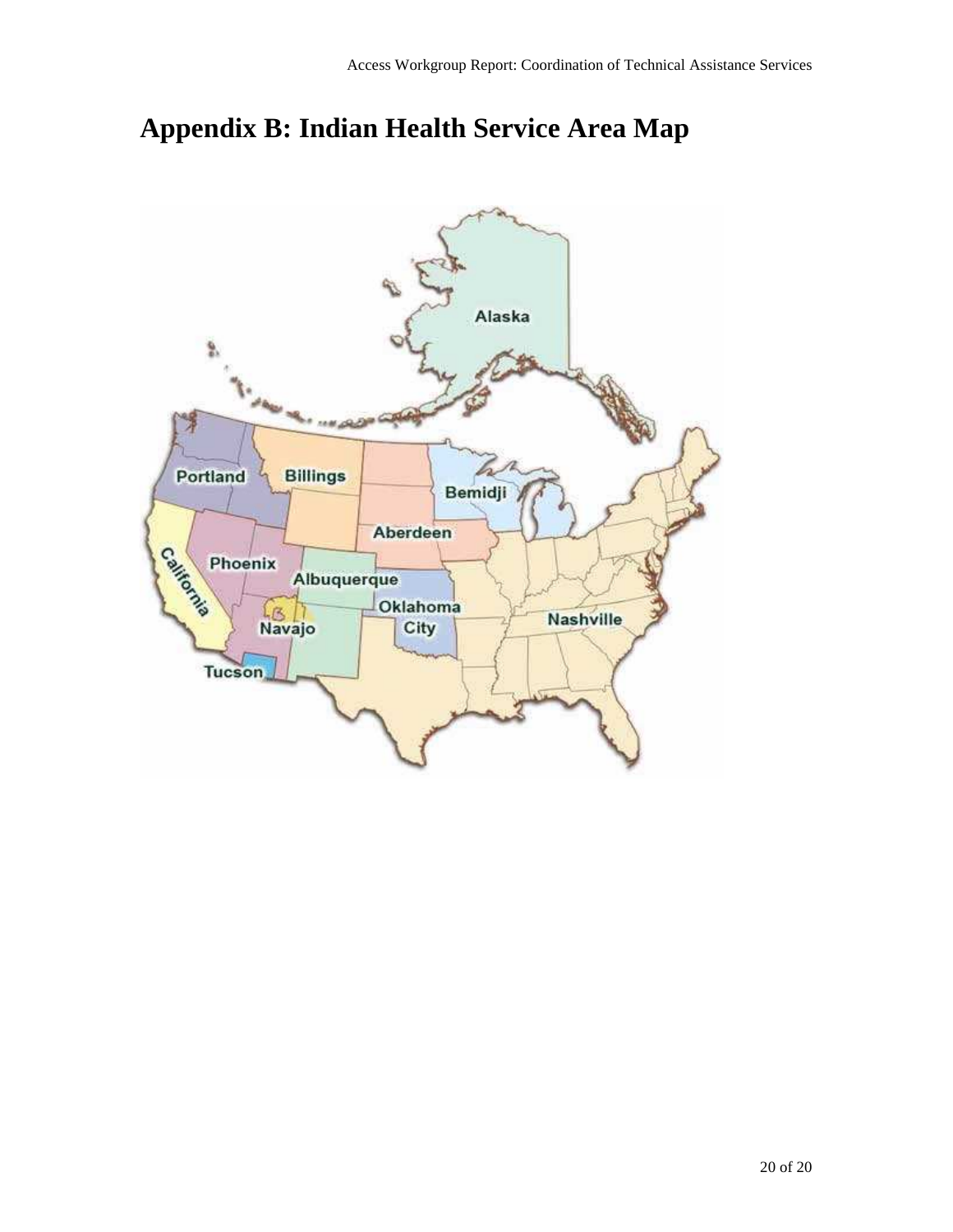# Appendix B: Indian Health Service Area Map

Alaska

Portland

Billings

Bemidji

Aberdeen

California

Phoenix

Albuquerque

Oklahoma City

Navajo

Nashville

Tucson